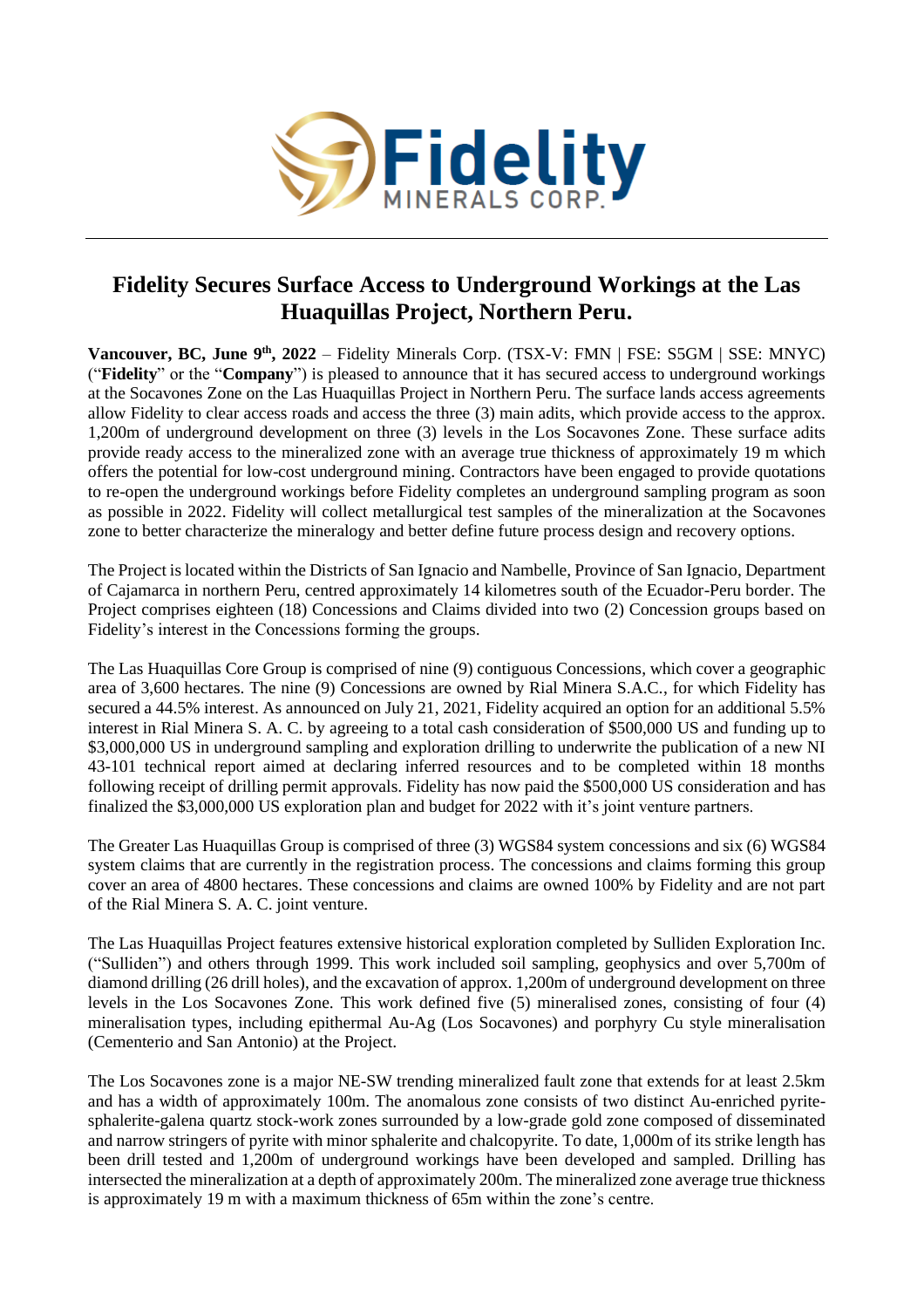# Fidelity Secures Surface Access to Underground Workings at the Las Huaquillas Project, Northern Peru.

**Vancouver, BC, June 9th, 2022** – Fidelity Minerals Corp. (TSX-V: FMN | FSE: S5GM | SSE: MNYC) ("**Fidelity**" or the "**Company**") is pleased to announce that it has secured access to underground workings at the Socavones Zone on the Las Huaquillas Project in Northern Peru. The surface lands access agreements allow Fidelity to clear access roads and access the three (3) main adits, which provide access to the approx. 1,200m of underground development on three (3) levels in the Los Socavones Zone. These surface adits provide ready access to the mineralized zone with an average true thickness of approximately 19 m which offers the potential for low-cost underground mining. Contractors have been engaged to provide quotations to re-open the underground workings before Fidelity completes an underground sampling program as soon as possible in 2022. Fidelity will collect metallurgical test samples of the mineralization at the Socavones zone to better characterize the mineralogy and better define future process design and recovery options.

The Project is located within the Districts of San Ignacio and Nambelle, Province of San Ignacio, Department of Cajamarca in northern Peru, centred approximately 14 kilometres south of the Ecuador-Peru border. The Project comprises eighteen (18) Concessions and Claims divided into two (2) Concession groups based on Fidelity's interest in the Concessions forming the groups.

The Las Huaquillas Core Group is comprised of nine (9) contiguous Concessions, which cover a geographic area of 3,600 hectares. The nine (9) Concessions are owned by Rial Minera S.A.C., for which Fidelity has secured a 44.5% interest. As announced on July 21, 2021, Fidelity acquired an option for an additional 5.5% interest in Rial Minera S. A. C. by agreeing to a total cash consideration of $500,000 US and funding up to $3,000,000 US in underground sampling and exploration drilling to underwrite the publication of a new NI 43-101 technical report aimed at declaring inferred resources and to be completed within 18 months following receipt of drilling permit approvals. Fidelity has now paid the $500,000 US consideration and has finalized the $3,000,000 US exploration plan and budget for 2022 with it's joint venture partners.

The Greater Las Huaquillas Group is comprised of three (3) WGS84 system concessions and six (6) WGS84 system claims that are currently in the registration process. The concessions and claims forming this group cover an area of 4800 hectares. These concessions and claims are owned 100% by Fidelity and are not part of the Rial Minera S. A. C. joint venture.

The Las Huaquillas Project features extensive historical exploration completed by Sulliden Exploration Inc. ("Sulliden") and others through 1999. This work included soil sampling, geophysics and over 5,700m of diamond drilling (26 drill holes), and the excavation of approx. 1,200m of underground development on three levels in the Los Socavones Zone. This work defined five (5) mineralised zones, consisting of four (4) mineralisation types, including epithermal Au-Ag (Los Socavones) and porphyry Cu style mineralisation (Cementerio and San Antonio) at the Project.

The Los Socavones zone is a major NE-SW trending mineralized fault zone that extends for at least 2.5km and has a width of approximately 100m. The anomalous zone consists of two distinct Au-enriched pyrite-sphalerite-galena quartz stock-work zones surrounded by a low-grade gold zone composed of disseminated and narrow stringers of pyrite with minor sphalerite and chalcopyrite. To date, 1,000m of its strike length has been drill tested and 1,200m of underground workings have been developed and sampled. Drilling has intersected the mineralization at a depth of approximately 200m. The mineralized zone average true thickness is approximately 19 m with a maximum thickness of 65m within the zone's centre.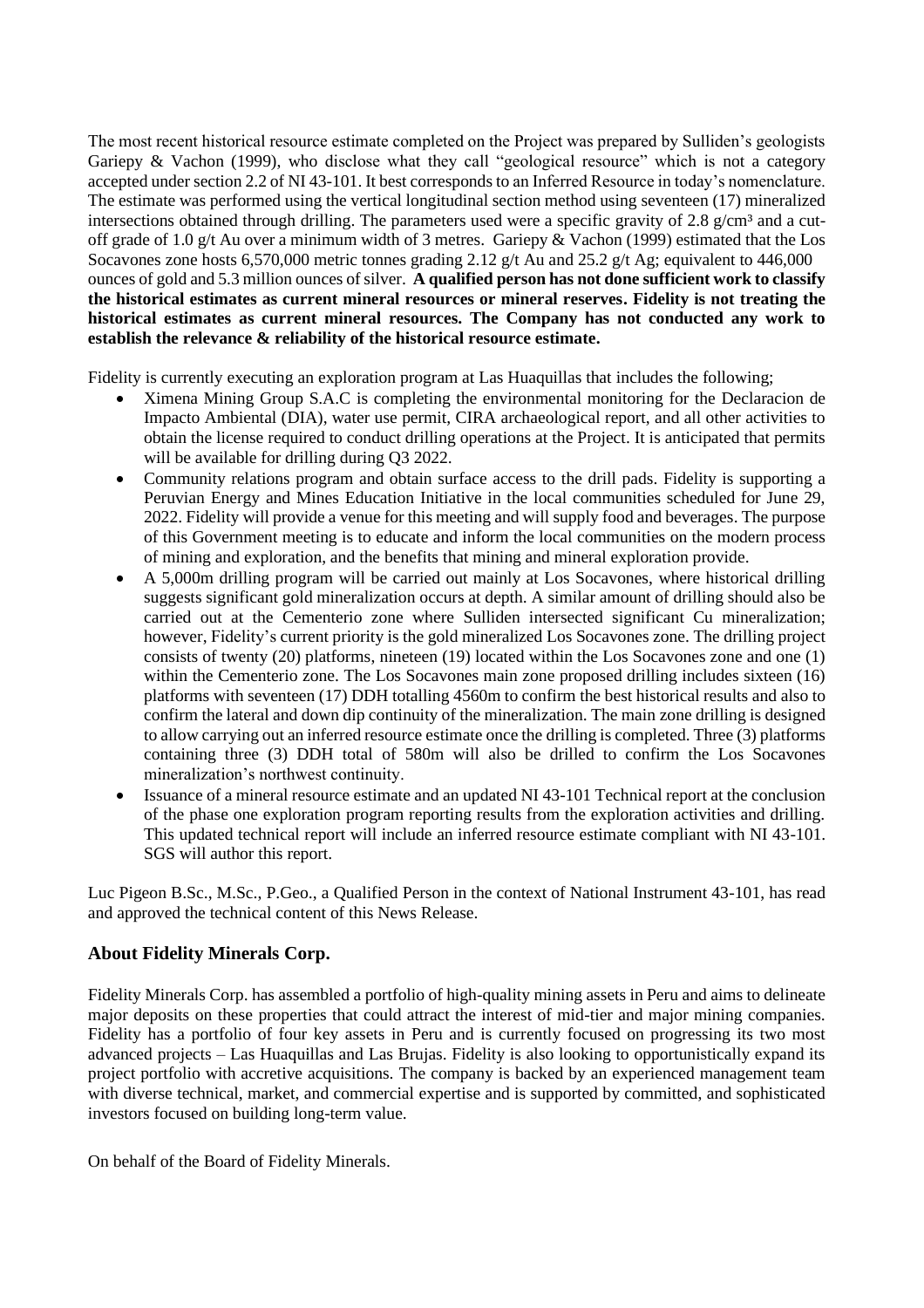The most recent historical resource estimate completed on the Project was prepared by Sulliden's geologists Gariepy & Vachon (1999), who disclose what they call "geological resource" which is not a category accepted under section 2.2 of NI 43-101. It best corresponds to an Inferred Resource in today's nomenclature. The estimate was performed using the vertical longitudinal section method using seventeen (17) mineralized intersections obtained through drilling. The parameters used were a specific gravity of 2.8 g/cm³ and a cut-off grade of 1.0 g/t Au over a minimum width of 3 metres. Gariepy & Vachon (1999) estimated that the Los Socavones zone hosts 6,570,000 metric tonnes grading 2.12 g/t Au and 25.2 g/t Ag; equivalent to 446,000 ounces of gold and 5.3 million ounces of silver. **A qualified person has not done sufficient work to classify the historical estimates as current mineral resources or mineral reserves. Fidelity is not treating the historical estimates as current mineral resources. The Company has not conducted any work to establish the relevance & reliability of the historical resource estimate.**

Fidelity is currently executing an exploration program at Las Huaquillas that includes the following;

- Ximena Mining Group S.A.C is completing the environmental monitoring for the Declaracion de Impacto Ambiental (DIA), water use permit, CIRA archaeological report, and all other activities to obtain the license required to conduct drilling operations at the Project. It is anticipated that permits will be available for drilling during Q3 2022.
- Community relations program and obtain surface access to the drill pads. Fidelity is supporting a Peruvian Energy and Mines Education Initiative in the local communities scheduled for June 29, 2022. Fidelity will provide a venue for this meeting and will supply food and beverages. The purpose of this Government meeting is to educate and inform the local communities on the modern process of mining and exploration, and the benefits that mining and mineral exploration provide.
- A 5,000m drilling program will be carried out mainly at Los Socavones, where historical drilling suggests significant gold mineralization occurs at depth. A similar amount of drilling should also be carried out at the Cementerio zone where Sulliden intersected significant Cu mineralization; however, Fidelity's current priority is the gold mineralized Los Socavones zone. The drilling project consists of twenty (20) platforms, nineteen (19) located within the Los Socavones zone and one (1) within the Cementerio zone. The Los Socavones main zone proposed drilling includes sixteen (16) platforms with seventeen (17) DDH totalling 4560m to confirm the best historical results and also to confirm the lateral and down dip continuity of the mineralization. The main zone drilling is designed to allow carrying out an inferred resource estimate once the drilling is completed. Three (3) platforms containing three (3) DDH total of 580m will also be drilled to confirm the Los Socavones mineralization's northwest continuity.
- Issuance of a mineral resource estimate and an updated NI 43-101 Technical report at the conclusion of the phase one exploration program reporting results from the exploration activities and drilling. This updated technical report will include an inferred resource estimate compliant with NI 43-101. SGS will author this report.

Luc Pigeon B.Sc., M.Sc., P.Geo., a Qualified Person in the context of National Instrument 43-101, has read and approved the technical content of this News Release.

## About Fidelity Minerals Corp.

Fidelity Minerals Corp. has assembled a portfolio of high-quality mining assets in Peru and aims to delineate major deposits on these properties that could attract the interest of mid-tier and major mining companies. Fidelity has a portfolio of four key assets in Peru and is currently focused on progressing its two most advanced projects – Las Huaquillas and Las Brujas. Fidelity is also looking to opportunistically expand its project portfolio with accretive acquisitions. The company is backed by an experienced management team with diverse technical, market, and commercial expertise and is supported by committed, and sophisticated investors focused on building long-term value.

On behalf of the Board of Fidelity Minerals.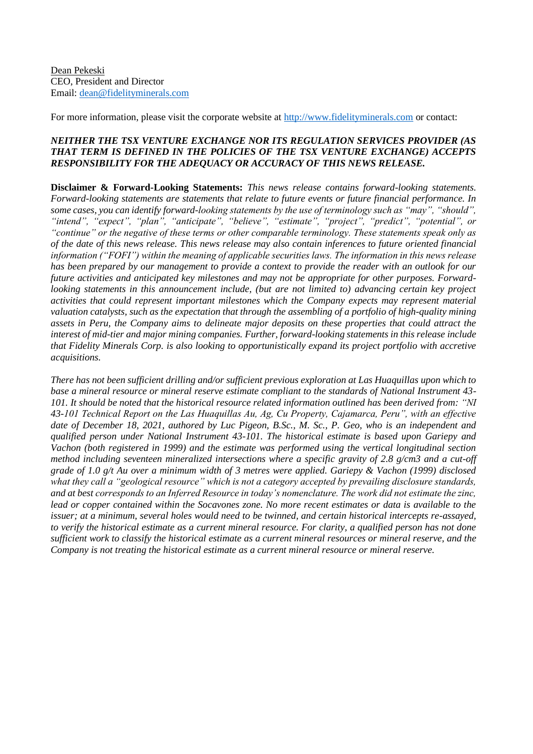Dean Pekeski
CEO, President and Director
Email: dean@fidelityminerals.com

For more information, please visit the corporate website at http://www.fidelityminerals.com or contact:

***NEITHER THE TSX VENTURE EXCHANGE NOR ITS REGULATION SERVICES PROVIDER (AS THAT TERM IS DEFINED IN THE POLICIES OF THE TSX VENTURE EXCHANGE) ACCEPTS RESPONSIBILITY FOR THE ADEQUACY OR ACCURACY OF THIS NEWS RELEASE.***

**Disclaimer & Forward-Looking Statements:** *This news release contains forward-looking statements. Forward-looking statements are statements that relate to future events or future financial performance. In some cases, you can identify forward-looking statements by the use of terminology such as "may", "should", "intend", "expect", "plan", "anticipate", "believe", "estimate", "project", "predict", "potential", or "continue" or the negative of these terms or other comparable terminology. These statements speak only as of the date of this news release. This news release may also contain inferences to future oriented financial information ("FOFI") within the meaning of applicable securities laws. The information in this news release has been prepared by our management to provide a context to provide the reader with an outlook for our future activities and anticipated key milestones and may not be appropriate for other purposes. Forward-looking statements in this announcement include, (but are not limited to) advancing certain key project activities that could represent important milestones which the Company expects may represent material valuation catalysts, such as the expectation that through the assembling of a portfolio of high-quality mining assets in Peru, the Company aims to delineate major deposits on these properties that could attract the interest of mid-tier and major mining companies. Further, forward-looking statements in this release include that Fidelity Minerals Corp. is also looking to opportunistically expand its project portfolio with accretive acquisitions.*

*There has not been sufficient drilling and/or sufficient previous exploration at Las Huaquillas upon which to base a mineral resource or mineral reserve estimate compliant to the standards of National Instrument 43-101. It should be noted that the historical resource related information outlined has been derived from: "NI 43-101 Technical Report on the Las Huaquillas Au, Ag, Cu Property, Cajamarca, Peru", with an effective date of December 18, 2021, authored by Luc Pigeon, B.Sc., M. Sc., P. Geo, who is an independent and qualified person under National Instrument 43-101. The historical estimate is based upon Gariepy and Vachon (both registered in 1999) and the estimate was performed using the vertical longitudinal section method including seventeen mineralized intersections where a specific gravity of 2.8 g/cm3 and a cut-off grade of 1.0 g/t Au over a minimum width of 3 metres were applied. Gariepy & Vachon (1999) disclosed what they call a "geological resource" which is not a category accepted by prevailing disclosure standards, and at best corresponds to an Inferred Resource in today's nomenclature. The work did not estimate the zinc, lead or copper contained within the Socavones zone. No more recent estimates or data is available to the issuer; at a minimum, several holes would need to be twinned, and certain historical intercepts re-assayed, to verify the historical estimate as a current mineral resource. For clarity, a qualified person has not done sufficient work to classify the historical estimate as a current mineral resources or mineral reserve, and the Company is not treating the historical estimate as a current mineral resource or mineral reserve.*